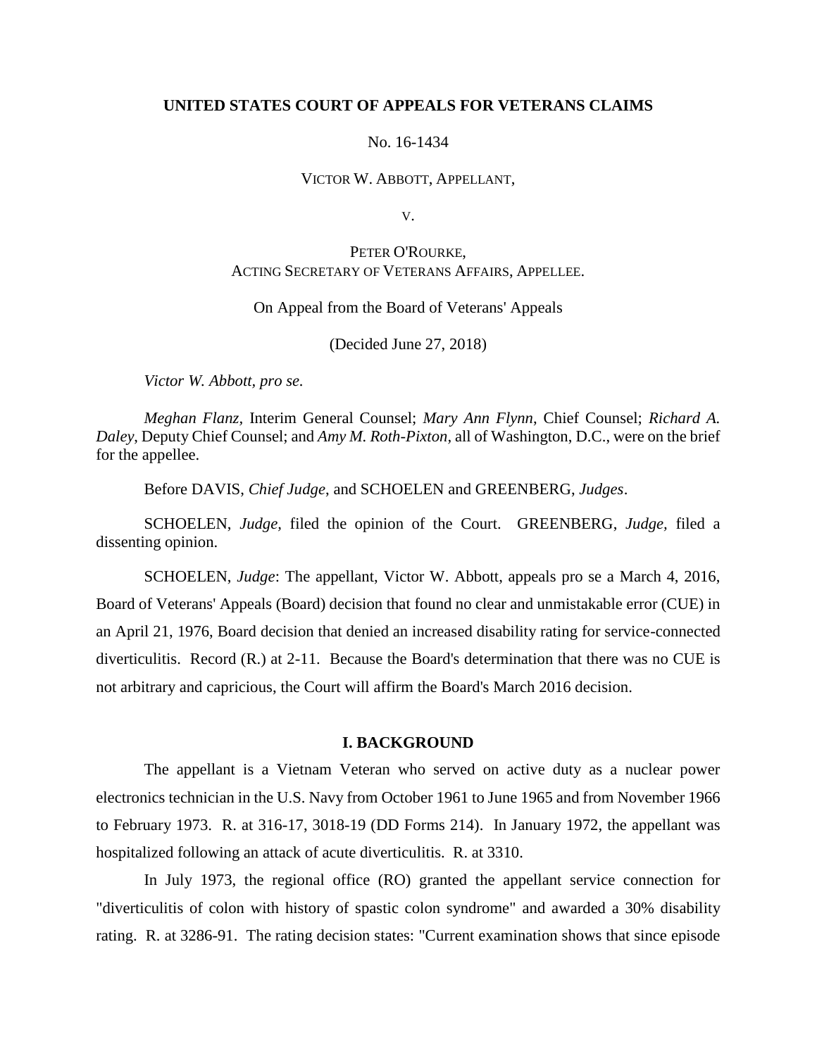**UNITED STATES COURT OF APPEALS FOR VETERANS CLAIMS**

No. 16-1434

VICTOR W. ABBOTT, APPELLANT,

V.

PETER O'ROURKE,
ACTING SECRETARY OF VETERANS AFFAIRS, APPELLEE.

On Appeal from the Board of Veterans' Appeals

(Decided June 27, 2018)

*Victor W. Abbott, pro se.*

*Meghan Flanz*, Interim General Counsel; *Mary Ann Flynn*, Chief Counsel; *Richard A. Daley*, Deputy Chief Counsel; and *Amy M. Roth-Pixton*, all of Washington, D.C., were on the brief for the appellee.

Before DAVIS, *Chief Judge*, and SCHOELEN and GREENBERG, *Judges*.

SCHOELEN, *Judge*, filed the opinion of the Court. GREENBERG, *Judge*, filed a dissenting opinion.

SCHOELEN, *Judge*: The appellant, Victor W. Abbott, appeals pro se a March 4, 2016, Board of Veterans' Appeals (Board) decision that found no clear and unmistakable error (CUE) in an April 21, 1976, Board decision that denied an increased disability rating for service-connected diverticulitis. Record (R.) at 2-11. Because the Board's determination that there was no CUE is not arbitrary and capricious, the Court will affirm the Board's March 2016 decision.

## I. BACKGROUND

The appellant is a Vietnam Veteran who served on active duty as a nuclear power electronics technician in the U.S. Navy from October 1961 to June 1965 and from November 1966 to February 1973. R. at 316-17, 3018-19 (DD Forms 214). In January 1972, the appellant was hospitalized following an attack of acute diverticulitis. R. at 3310.

In July 1973, the regional office (RO) granted the appellant service connection for "diverticulitis of colon with history of spastic colon syndrome" and awarded a 30% disability rating. R. at 3286-91. The rating decision states: "Current examination shows that since episode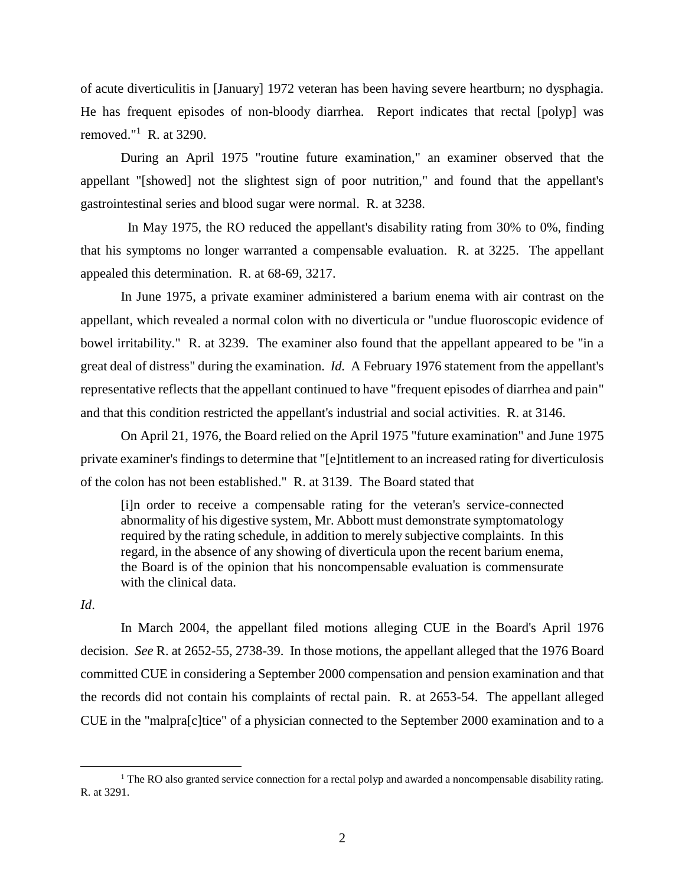of acute diverticulitis in [January] 1972 veteran has been having severe heartburn; no dysphagia. He has frequent episodes of non-bloody diarrhea. Report indicates that rectal [polyp] was removed."[1] R. at 3290.

During an April 1975 "routine future examination," an examiner observed that the appellant "[showed] not the slightest sign of poor nutrition," and found that the appellant's gastrointestinal series and blood sugar were normal. R. at 3238.

In May 1975, the RO reduced the appellant's disability rating from 30% to 0%, finding that his symptoms no longer warranted a compensable evaluation. R. at 3225. The appellant appealed this determination. R. at 68-69, 3217.

In June 1975, a private examiner administered a barium enema with air contrast on the appellant, which revealed a normal colon with no diverticula or "undue fluoroscopic evidence of bowel irritability." R. at 3239. The examiner also found that the appellant appeared to be "in a great deal of distress" during the examination. *Id.* A February 1976 statement from the appellant's representative reflects that the appellant continued to have "frequent episodes of diarrhea and pain" and that this condition restricted the appellant's industrial and social activities. R. at 3146.

On April 21, 1976, the Board relied on the April 1975 "future examination" and June 1975 private examiner's findings to determine that "[e]ntitlement to an increased rating for diverticulosis of the colon has not been established." R. at 3139. The Board stated that

> [i]n order to receive a compensable rating for the veteran's service-connected abnormality of his digestive system, Mr. Abbott must demonstrate symptomatology required by the rating schedule, in addition to merely subjective complaints. In this regard, in the absence of any showing of diverticula upon the recent barium enema, the Board is of the opinion that his noncompensable evaluation is commensurate with the clinical data.

*Id*.

In March 2004, the appellant filed motions alleging CUE in the Board's April 1976 decision. *See* R. at 2652-55, 2738-39. In those motions, the appellant alleged that the 1976 Board committed CUE in considering a September 2000 compensation and pension examination and that the records did not contain his complaints of rectal pain. R. at 2653-54. The appellant alleged CUE in the "malpra[c]tice" of a physician connected to the September 2000 examination and to a

[1] The RO also granted service connection for a rectal polyp and awarded a noncompensable disability rating. R. at 3291.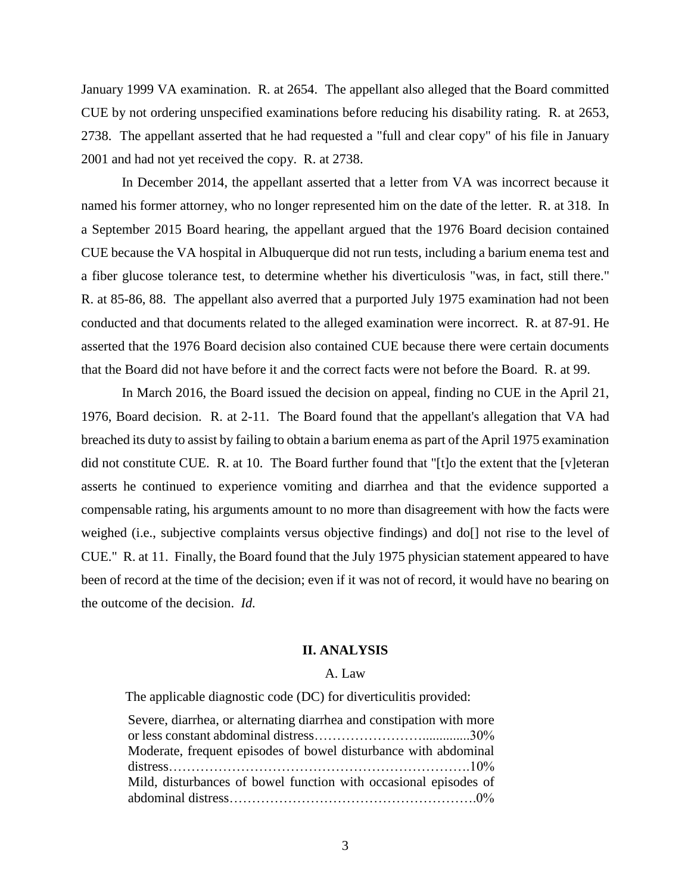January 1999 VA examination. R. at 2654. The appellant also alleged that the Board committed CUE by not ordering unspecified examinations before reducing his disability rating. R. at 2653, 2738. The appellant asserted that he had requested a "full and clear copy" of his file in January 2001 and had not yet received the copy. R. at 2738.

In December 2014, the appellant asserted that a letter from VA was incorrect because it named his former attorney, who no longer represented him on the date of the letter. R. at 318. In a September 2015 Board hearing, the appellant argued that the 1976 Board decision contained CUE because the VA hospital in Albuquerque did not run tests, including a barium enema test and a fiber glucose tolerance test, to determine whether his diverticulosis "was, in fact, still there." R. at 85-86, 88. The appellant also averred that a purported July 1975 examination had not been conducted and that documents related to the alleged examination were incorrect. R. at 87-91. He asserted that the 1976 Board decision also contained CUE because there were certain documents that the Board did not have before it and the correct facts were not before the Board. R. at 99.

In March 2016, the Board issued the decision on appeal, finding no CUE in the April 21, 1976, Board decision. R. at 2-11. The Board found that the appellant's allegation that VA had breached its duty to assist by failing to obtain a barium enema as part of the April 1975 examination did not constitute CUE. R. at 10. The Board further found that "[t]o the extent that the [v]eteran asserts he continued to experience vomiting and diarrhea and that the evidence supported a compensable rating, his arguments amount to no more than disagreement with how the facts were weighed (i.e., subjective complaints versus objective findings) and do[] not rise to the level of CUE." R. at 11. Finally, the Board found that the July 1975 physician statement appeared to have been of record at the time of the decision; even if it was not of record, it would have no bearing on the outcome of the decision. *Id.*

## II. ANALYSIS

### A. Law

The applicable diagnostic code (DC) for diverticulitis provided:

> Severe, diarrhea, or alternating diarrhea and constipation with more or less constant abdominal distress…………………….............30%
> Moderate, frequent episodes of bowel disturbance with abdominal distress……………………………………………………….10%
> Mild, disturbances of bowel function with occasional episodes of abdominal distress……………………………………………….0%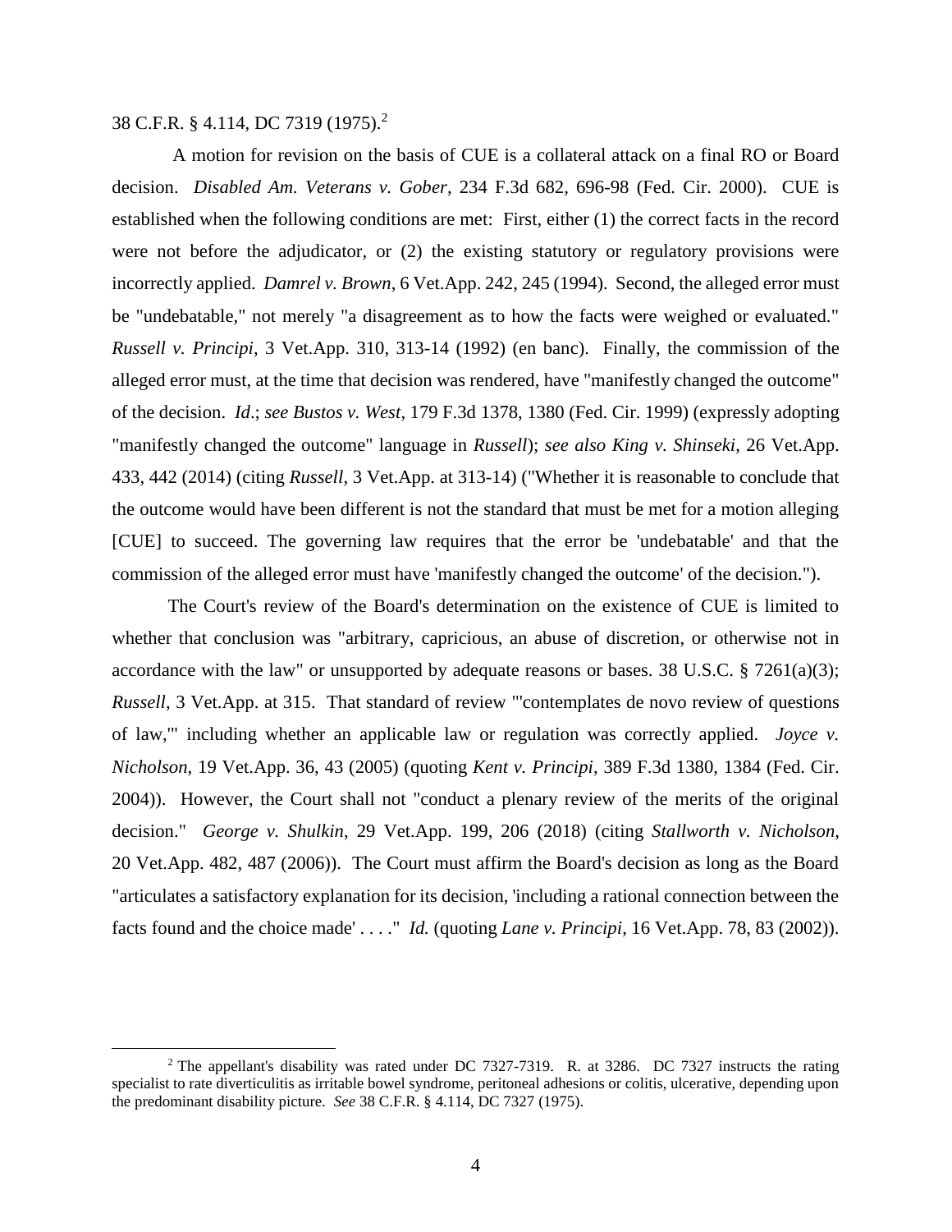38 C.F.R. § 4.114, DC 7319 (1975).[2]

A motion for revision on the basis of CUE is a collateral attack on a final RO or Board decision. *Disabled Am. Veterans v. Gober*, 234 F.3d 682, 696-98 (Fed. Cir. 2000). CUE is established when the following conditions are met: First, either (1) the correct facts in the record were not before the adjudicator, or (2) the existing statutory or regulatory provisions were incorrectly applied. *Damrel v. Brown*, 6 Vet.App. 242, 245 (1994). Second, the alleged error must be "undebatable," not merely "a disagreement as to how the facts were weighed or evaluated." *Russell v. Principi*, 3 Vet.App. 310, 313-14 (1992) (en banc). Finally, the commission of the alleged error must, at the time that decision was rendered, have "manifestly changed the outcome" of the decision. *Id*.; *see Bustos v. West*, 179 F.3d 1378, 1380 (Fed. Cir. 1999) (expressly adopting "manifestly changed the outcome" language in *Russell*); *see also King v. Shinseki*, 26 Vet.App. 433, 442 (2014) (citing *Russell*, 3 Vet.App. at 313-14) ("Whether it is reasonable to conclude that the outcome would have been different is not the standard that must be met for a motion alleging [CUE] to succeed. The governing law requires that the error be 'undebatable' and that the commission of the alleged error must have 'manifestly changed the outcome' of the decision.").

The Court's review of the Board's determination on the existence of CUE is limited to whether that conclusion was "arbitrary, capricious, an abuse of discretion, or otherwise not in accordance with the law" or unsupported by adequate reasons or bases. 38 U.S.C. § 7261(a)(3); *Russell*, 3 Vet.App. at 315. That standard of review "'contemplates de novo review of questions of law,'" including whether an applicable law or regulation was correctly applied. *Joyce v. Nicholson*, 19 Vet.App. 36, 43 (2005) (quoting *Kent v. Principi*, 389 F.3d 1380, 1384 (Fed. Cir. 2004)). However, the Court shall not "conduct a plenary review of the merits of the original decision." *George v. Shulkin*, 29 Vet.App. 199, 206 (2018) (citing *Stallworth v. Nicholson*, 20 Vet.App. 482, 487 (2006)). The Court must affirm the Board's decision as long as the Board "articulates a satisfactory explanation for its decision, 'including a rational connection between the facts found and the choice made' . . . ." *Id.* (quoting *Lane v. Principi*, 16 Vet.App. 78, 83 (2002)).

[2] The appellant's disability was rated under DC 7327-7319. R. at 3286. DC 7327 instructs the rating specialist to rate diverticulitis as irritable bowel syndrome, peritoneal adhesions or colitis, ulcerative, depending upon the predominant disability picture. *See* 38 C.F.R. § 4.114, DC 7327 (1975).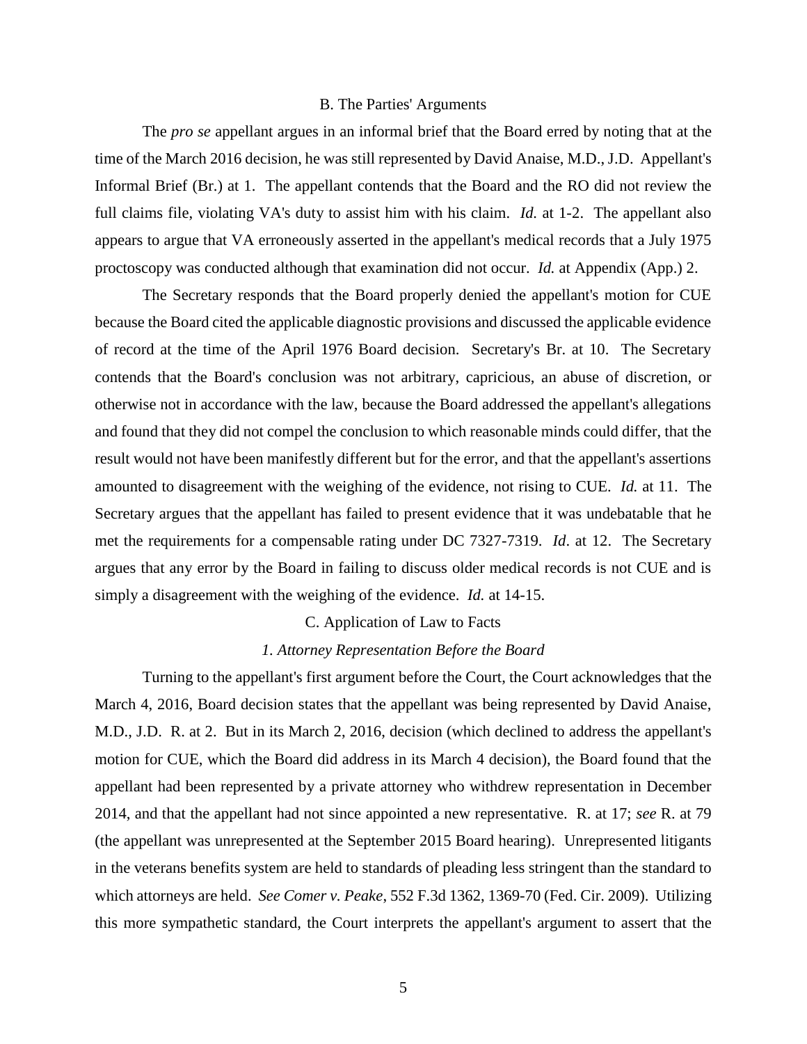### B. The Parties' Arguments

The *pro se* appellant argues in an informal brief that the Board erred by noting that at the time of the March 2016 decision, he was still represented by David Anaise, M.D., J.D. Appellant's Informal Brief (Br.) at 1. The appellant contends that the Board and the RO did not review the full claims file, violating VA's duty to assist him with his claim. *Id.* at 1-2. The appellant also appears to argue that VA erroneously asserted in the appellant's medical records that a July 1975 proctoscopy was conducted although that examination did not occur. *Id.* at Appendix (App.) 2.

The Secretary responds that the Board properly denied the appellant's motion for CUE because the Board cited the applicable diagnostic provisions and discussed the applicable evidence of record at the time of the April 1976 Board decision. Secretary's Br. at 10. The Secretary contends that the Board's conclusion was not arbitrary, capricious, an abuse of discretion, or otherwise not in accordance with the law, because the Board addressed the appellant's allegations and found that they did not compel the conclusion to which reasonable minds could differ, that the result would not have been manifestly different but for the error, and that the appellant's assertions amounted to disagreement with the weighing of the evidence, not rising to CUE. *Id.* at 11. The Secretary argues that the appellant has failed to present evidence that it was undebatable that he met the requirements for a compensable rating under DC 7327-7319. *Id*. at 12. The Secretary argues that any error by the Board in failing to discuss older medical records is not CUE and is simply a disagreement with the weighing of the evidence. *Id.* at 14-15.

### C. Application of Law to Facts

#### *1. Attorney Representation Before the Board*

Turning to the appellant's first argument before the Court, the Court acknowledges that the March 4, 2016, Board decision states that the appellant was being represented by David Anaise, M.D., J.D. R. at 2. But in its March 2, 2016, decision (which declined to address the appellant's motion for CUE, which the Board did address in its March 4 decision), the Board found that the appellant had been represented by a private attorney who withdrew representation in December 2014, and that the appellant had not since appointed a new representative. R. at 17; *see* R. at 79 (the appellant was unrepresented at the September 2015 Board hearing). Unrepresented litigants in the veterans benefits system are held to standards of pleading less stringent than the standard to which attorneys are held. *See Comer v. Peake*, 552 F.3d 1362, 1369-70 (Fed. Cir. 2009). Utilizing this more sympathetic standard, the Court interprets the appellant's argument to assert that the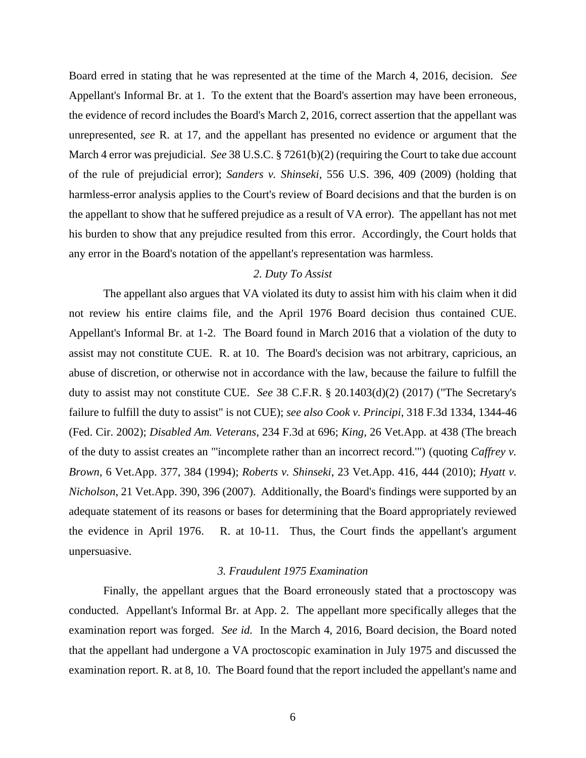Board erred in stating that he was represented at the time of the March 4, 2016, decision. *See* Appellant's Informal Br. at 1. To the extent that the Board's assertion may have been erroneous, the evidence of record includes the Board's March 2, 2016, correct assertion that the appellant was unrepresented, *see* R. at 17, and the appellant has presented no evidence or argument that the March 4 error was prejudicial. *See* 38 U.S.C. § 7261(b)(2) (requiring the Court to take due account of the rule of prejudicial error); *Sanders v. Shinseki*, 556 U.S. 396, 409 (2009) (holding that harmless-error analysis applies to the Court's review of Board decisions and that the burden is on the appellant to show that he suffered prejudice as a result of VA error). The appellant has not met his burden to show that any prejudice resulted from this error. Accordingly, the Court holds that any error in the Board's notation of the appellant's representation was harmless.

*2. Duty To Assist*

The appellant also argues that VA violated its duty to assist him with his claim when it did not review his entire claims file, and the April 1976 Board decision thus contained CUE. Appellant's Informal Br. at 1-2. The Board found in March 2016 that a violation of the duty to assist may not constitute CUE. R. at 10. The Board's decision was not arbitrary, capricious, an abuse of discretion, or otherwise not in accordance with the law, because the failure to fulfill the duty to assist may not constitute CUE. *See* 38 C.F.R. § 20.1403(d)(2) (2017) ("The Secretary's failure to fulfill the duty to assist" is not CUE); *see also Cook v. Principi*, 318 F.3d 1334, 1344-46 (Fed. Cir. 2002); *Disabled Am. Veterans*, 234 F.3d at 696; *King*, 26 Vet.App. at 438 (The breach of the duty to assist creates an "'incomplete rather than an incorrect record.'") (quoting *Caffrey v. Brown*, 6 Vet.App. 377, 384 (1994); *Roberts v. Shinseki*, 23 Vet.App. 416, 444 (2010); *Hyatt v. Nicholson*, 21 Vet.App. 390, 396 (2007). Additionally, the Board's findings were supported by an adequate statement of its reasons or bases for determining that the Board appropriately reviewed the evidence in April 1976. R. at 10-11. Thus, the Court finds the appellant's argument unpersuasive.

*3. Fraudulent 1975 Examination*

Finally, the appellant argues that the Board erroneously stated that a proctoscopy was conducted. Appellant's Informal Br. at App. 2. The appellant more specifically alleges that the examination report was forged. *See id.* In the March 4, 2016, Board decision, the Board noted that the appellant had undergone a VA proctoscopic examination in July 1975 and discussed the examination report. R. at 8, 10. The Board found that the report included the appellant's name and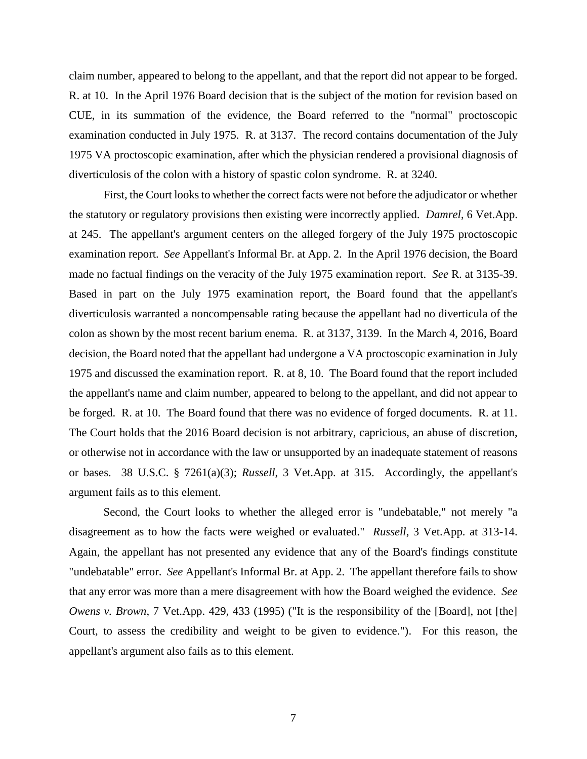claim number, appeared to belong to the appellant, and that the report did not appear to be forged. R. at 10. In the April 1976 Board decision that is the subject of the motion for revision based on CUE, in its summation of the evidence, the Board referred to the "normal" proctoscopic examination conducted in July 1975. R. at 3137. The record contains documentation of the July 1975 VA proctoscopic examination, after which the physician rendered a provisional diagnosis of diverticulosis of the colon with a history of spastic colon syndrome. R. at 3240.

First, the Court looks to whether the correct facts were not before the adjudicator or whether the statutory or regulatory provisions then existing were incorrectly applied. *Damrel*, 6 Vet.App. at 245. The appellant's argument centers on the alleged forgery of the July 1975 proctoscopic examination report. *See* Appellant's Informal Br. at App. 2. In the April 1976 decision, the Board made no factual findings on the veracity of the July 1975 examination report. *See* R. at 3135-39. Based in part on the July 1975 examination report, the Board found that the appellant's diverticulosis warranted a noncompensable rating because the appellant had no diverticula of the colon as shown by the most recent barium enema. R. at 3137, 3139. In the March 4, 2016, Board decision, the Board noted that the appellant had undergone a VA proctoscopic examination in July 1975 and discussed the examination report. R. at 8, 10. The Board found that the report included the appellant's name and claim number, appeared to belong to the appellant, and did not appear to be forged. R. at 10. The Board found that there was no evidence of forged documents. R. at 11. The Court holds that the 2016 Board decision is not arbitrary, capricious, an abuse of discretion, or otherwise not in accordance with the law or unsupported by an inadequate statement of reasons or bases. 38 U.S.C. § 7261(a)(3); *Russell*, 3 Vet.App. at 315. Accordingly, the appellant's argument fails as to this element.

Second, the Court looks to whether the alleged error is "undebatable," not merely "a disagreement as to how the facts were weighed or evaluated." *Russell*, 3 Vet.App. at 313-14. Again, the appellant has not presented any evidence that any of the Board's findings constitute "undebatable" error. *See* Appellant's Informal Br. at App. 2. The appellant therefore fails to show that any error was more than a mere disagreement with how the Board weighed the evidence. *See Owens v. Brown*, 7 Vet.App. 429, 433 (1995) ("It is the responsibility of the [Board], not [the] Court, to assess the credibility and weight to be given to evidence."). For this reason, the appellant's argument also fails as to this element.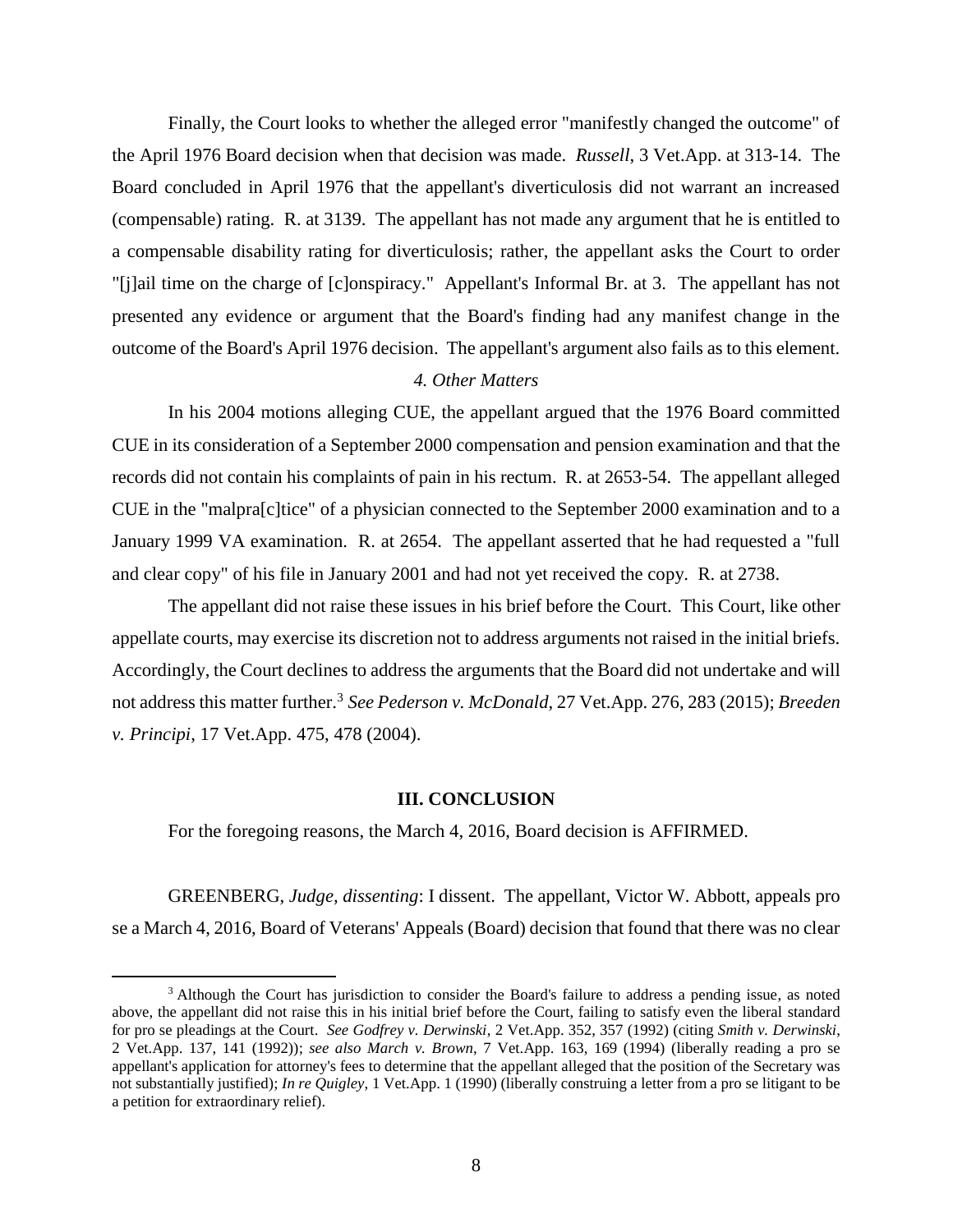Finally, the Court looks to whether the alleged error "manifestly changed the outcome" of the April 1976 Board decision when that decision was made. *Russell*, 3 Vet.App. at 313-14. The Board concluded in April 1976 that the appellant's diverticulosis did not warrant an increased (compensable) rating. R. at 3139. The appellant has not made any argument that he is entitled to a compensable disability rating for diverticulosis; rather, the appellant asks the Court to order "[j]ail time on the charge of [c]onspiracy." Appellant's Informal Br. at 3. The appellant has not presented any evidence or argument that the Board's finding had any manifest change in the outcome of the Board's April 1976 decision. The appellant's argument also fails as to this element.

*4. Other Matters*

In his 2004 motions alleging CUE, the appellant argued that the 1976 Board committed CUE in its consideration of a September 2000 compensation and pension examination and that the records did not contain his complaints of pain in his rectum. R. at 2653-54. The appellant alleged CUE in the "malpra[c]tice" of a physician connected to the September 2000 examination and to a January 1999 VA examination. R. at 2654. The appellant asserted that he had requested a "full and clear copy" of his file in January 2001 and had not yet received the copy. R. at 2738.

The appellant did not raise these issues in his brief before the Court. This Court, like other appellate courts, may exercise its discretion not to address arguments not raised in the initial briefs. Accordingly, the Court declines to address the arguments that the Board did not undertake and will not address this matter further.[3] *See Pederson v. McDonald*, 27 Vet.App. 276, 283 (2015); *Breeden v. Principi*, 17 Vet.App. 475, 478 (2004).

## III. CONCLUSION

For the foregoing reasons, the March 4, 2016, Board decision is AFFIRMED.

GREENBERG, *Judge, dissenting*: I dissent. The appellant, Victor W. Abbott, appeals pro se a March 4, 2016, Board of Veterans' Appeals (Board) decision that found that there was no clear

[3] Although the Court has jurisdiction to consider the Board's failure to address a pending issue, as noted above, the appellant did not raise this in his initial brief before the Court, failing to satisfy even the liberal standard for pro se pleadings at the Court. *See Godfrey v. Derwinski*, 2 Vet.App. 352, 357 (1992) (citing *Smith v. Derwinski*, 2 Vet.App. 137, 141 (1992)); *see also March v. Brown*, 7 Vet.App. 163, 169 (1994) (liberally reading a pro se appellant's application for attorney's fees to determine that the appellant alleged that the position of the Secretary was not substantially justified); *In re Quigley*, 1 Vet.App. 1 (1990) (liberally construing a letter from a pro se litigant to be a petition for extraordinary relief).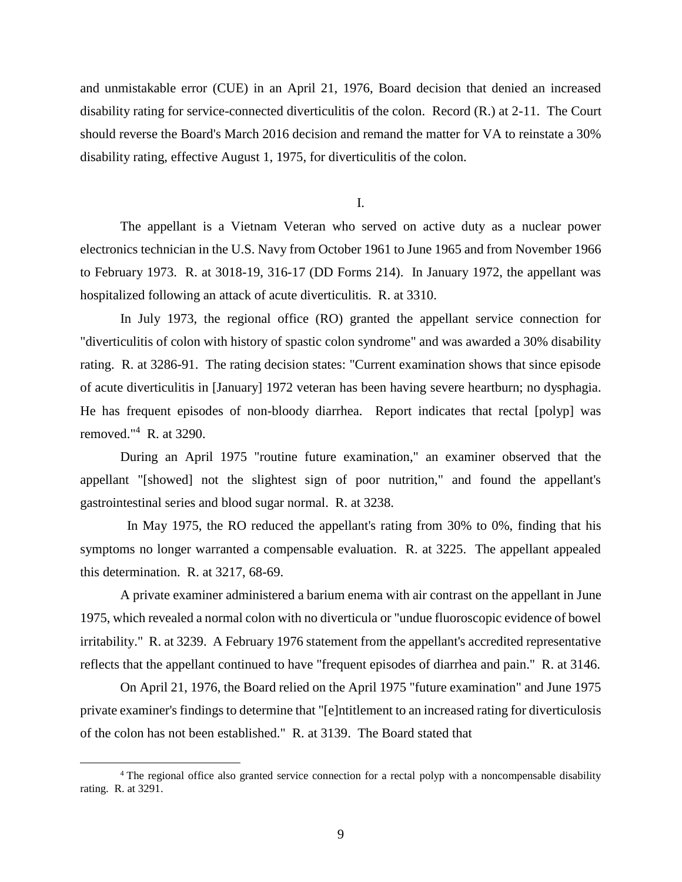and unmistakable error (CUE) in an April 21, 1976, Board decision that denied an increased disability rating for service-connected diverticulitis of the colon. Record (R.) at 2-11. The Court should reverse the Board's March 2016 decision and remand the matter for VA to reinstate a 30% disability rating, effective August 1, 1975, for diverticulitis of the colon.

I.

The appellant is a Vietnam Veteran who served on active duty as a nuclear power electronics technician in the U.S. Navy from October 1961 to June 1965 and from November 1966 to February 1973. R. at 3018-19, 316-17 (DD Forms 214). In January 1972, the appellant was hospitalized following an attack of acute diverticulitis. R. at 3310.

In July 1973, the regional office (RO) granted the appellant service connection for "diverticulitis of colon with history of spastic colon syndrome" and was awarded a 30% disability rating. R. at 3286-91. The rating decision states: "Current examination shows that since episode of acute diverticulitis in [January] 1972 veteran has been having severe heartburn; no dysphagia. He has frequent episodes of non-bloody diarrhea. Report indicates that rectal [polyp] was removed."[4] R. at 3290.

During an April 1975 "routine future examination," an examiner observed that the appellant "[showed] not the slightest sign of poor nutrition," and found the appellant's gastrointestinal series and blood sugar normal. R. at 3238.

In May 1975, the RO reduced the appellant's rating from 30% to 0%, finding that his symptoms no longer warranted a compensable evaluation. R. at 3225. The appellant appealed this determination. R. at 3217, 68-69.

A private examiner administered a barium enema with air contrast on the appellant in June 1975, which revealed a normal colon with no diverticula or "undue fluoroscopic evidence of bowel irritability." R. at 3239. A February 1976 statement from the appellant's accredited representative reflects that the appellant continued to have "frequent episodes of diarrhea and pain." R. at 3146.

On April 21, 1976, the Board relied on the April 1975 "future examination" and June 1975 private examiner's findings to determine that "[e]ntitlement to an increased rating for diverticulosis of the colon has not been established." R. at 3139. The Board stated that

[4] The regional office also granted service connection for a rectal polyp with a noncompensable disability rating. R. at 3291.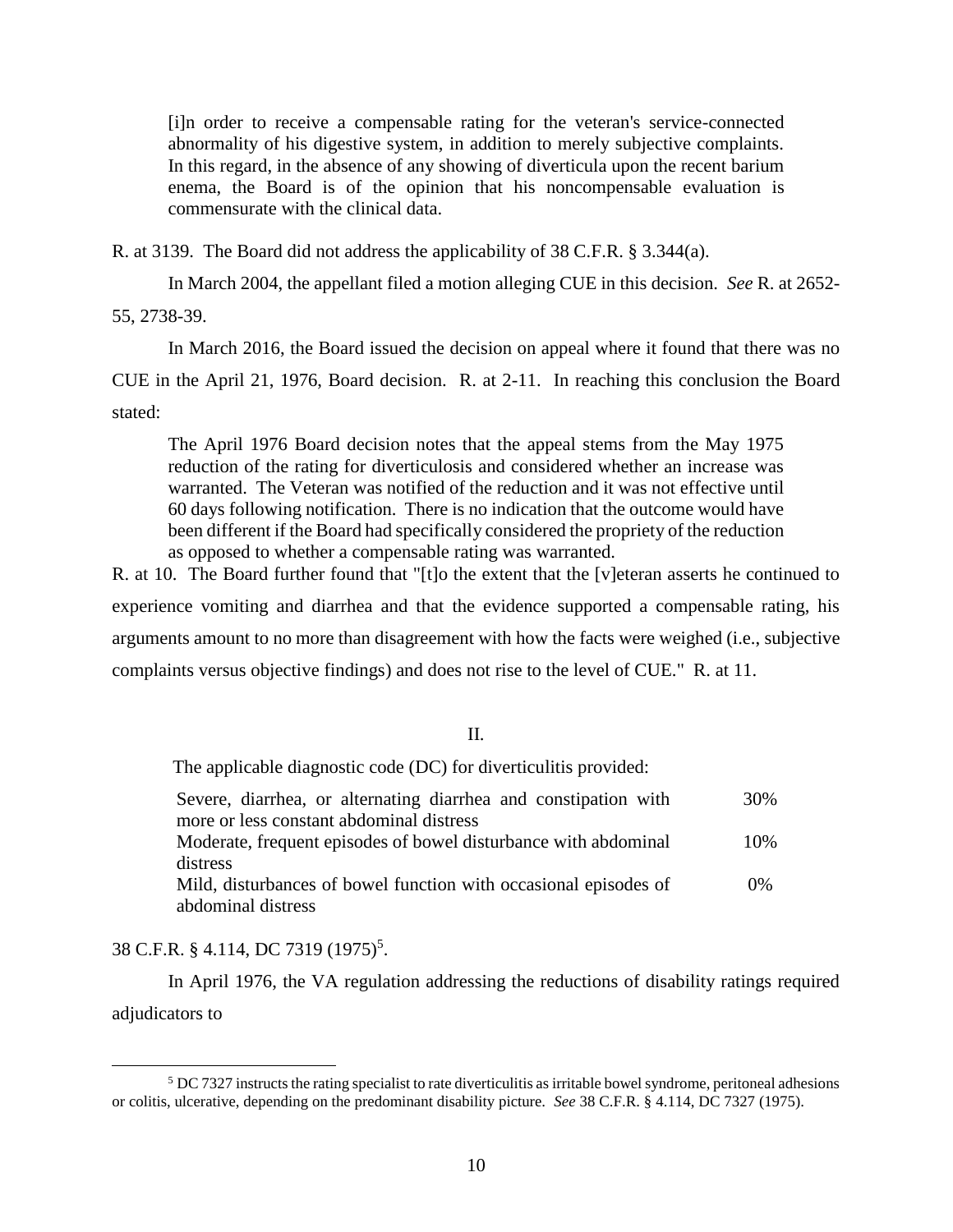> [i]n order to receive a compensable rating for the veteran's service-connected abnormality of his digestive system, in addition to merely subjective complaints. In this regard, in the absence of any showing of diverticula upon the recent barium enema, the Board is of the opinion that his noncompensable evaluation is commensurate with the clinical data.

R. at 3139. The Board did not address the applicability of 38 C.F.R. § 3.344(a).

In March 2004, the appellant filed a motion alleging CUE in this decision. *See* R. at 2652-55, 2738-39.

In March 2016, the Board issued the decision on appeal where it found that there was no CUE in the April 21, 1976, Board decision. R. at 2-11. In reaching this conclusion the Board stated:

> The April 1976 Board decision notes that the appeal stems from the May 1975 reduction of the rating for diverticulosis and considered whether an increase was warranted. The Veteran was notified of the reduction and it was not effective until 60 days following notification. There is no indication that the outcome would have been different if the Board had specifically considered the propriety of the reduction as opposed to whether a compensable rating was warranted.

R. at 10. The Board further found that "[t]o the extent that the [v]eteran asserts he continued to experience vomiting and diarrhea and that the evidence supported a compensable rating, his arguments amount to no more than disagreement with how the facts were weighed (i.e., subjective complaints versus objective findings) and does not rise to the level of CUE." R. at 11.

## II.

The applicable diagnostic code (DC) for diverticulitis provided:

| | |
|---|---|
| Severe, diarrhea, or alternating diarrhea and constipation with more or less constant abdominal distress | 30% |
| Moderate, frequent episodes of bowel disturbance with abdominal distress | 10% |
| Mild, disturbances of bowel function with occasional episodes of abdominal distress | 0% |

38 C.F.R. § 4.114, DC 7319 (1975)[5].

In April 1976, the VA regulation addressing the reductions of disability ratings required adjudicators to

[5] DC 7327 instructs the rating specialist to rate diverticulitis as irritable bowel syndrome, peritoneal adhesions or colitis, ulcerative, depending on the predominant disability picture. *See* 38 C.F.R. § 4.114, DC 7327 (1975).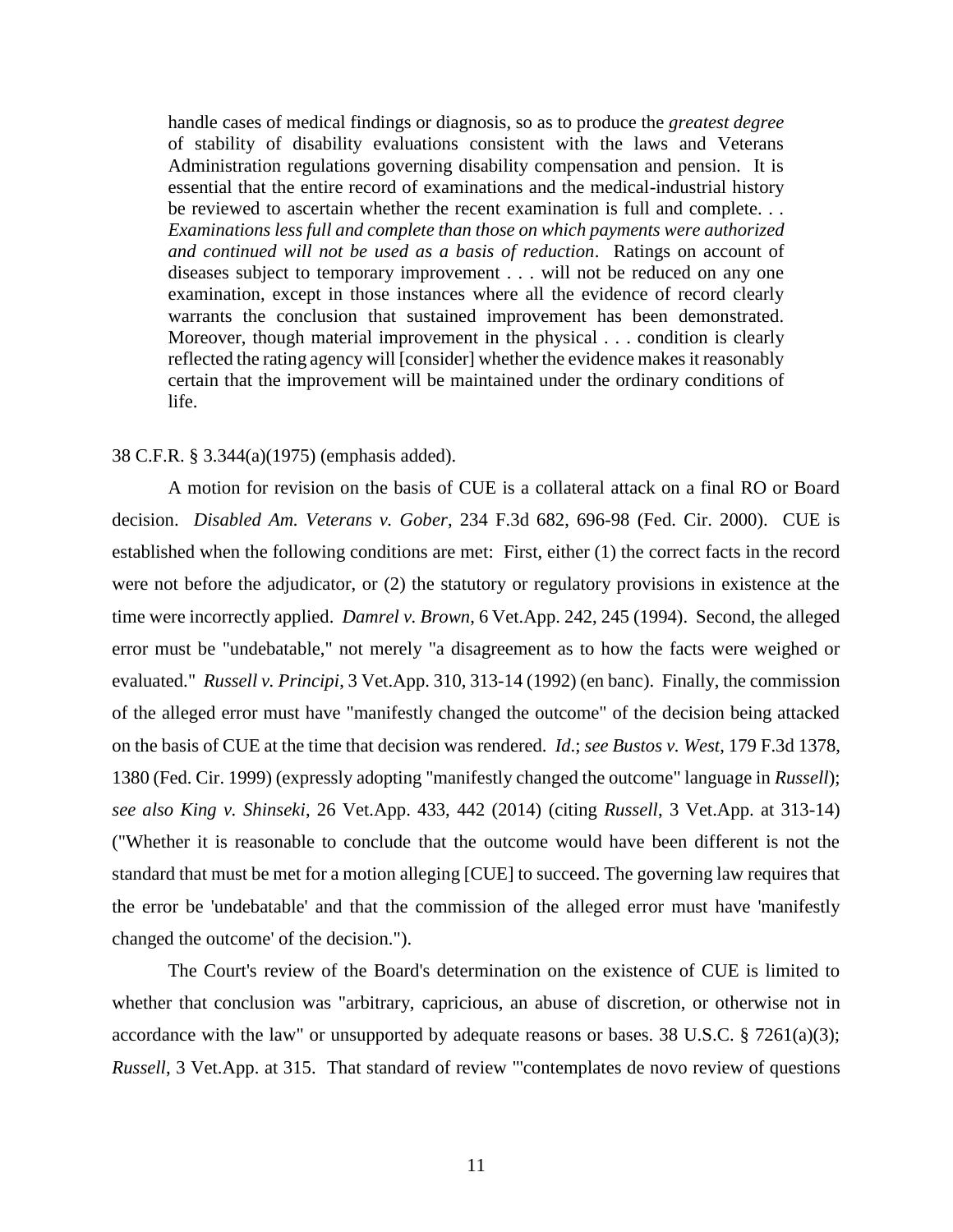> handle cases of medical findings or diagnosis, so as to produce the *greatest degree* of stability of disability evaluations consistent with the laws and Veterans Administration regulations governing disability compensation and pension. It is essential that the entire record of examinations and the medical-industrial history be reviewed to ascertain whether the recent examination is full and complete. . . *Examinations less full and complete than those on which payments were authorized and continued will not be used as a basis of reduction*. Ratings on account of diseases subject to temporary improvement . . . will not be reduced on any one examination, except in those instances where all the evidence of record clearly warrants the conclusion that sustained improvement has been demonstrated. Moreover, though material improvement in the physical . . . condition is clearly reflected the rating agency will [consider] whether the evidence makes it reasonably certain that the improvement will be maintained under the ordinary conditions of life.

38 C.F.R. § 3.344(a)(1975) (emphasis added).

A motion for revision on the basis of CUE is a collateral attack on a final RO or Board decision. *Disabled Am. Veterans v. Gober*, 234 F.3d 682, 696-98 (Fed. Cir. 2000). CUE is established when the following conditions are met: First, either (1) the correct facts in the record were not before the adjudicator, or (2) the statutory or regulatory provisions in existence at the time were incorrectly applied. *Damrel v. Brown*, 6 Vet.App. 242, 245 (1994). Second, the alleged error must be "undebatable," not merely "a disagreement as to how the facts were weighed or evaluated." *Russell v. Principi*, 3 Vet.App. 310, 313-14 (1992) (en banc). Finally, the commission of the alleged error must have "manifestly changed the outcome" of the decision being attacked on the basis of CUE at the time that decision was rendered. *Id.*; *see Bustos v. West*, 179 F.3d 1378, 1380 (Fed. Cir. 1999) (expressly adopting "manifestly changed the outcome" language in *Russell*); *see also King v. Shinseki*, 26 Vet.App. 433, 442 (2014) (citing *Russell*, 3 Vet.App. at 313-14) ("Whether it is reasonable to conclude that the outcome would have been different is not the standard that must be met for a motion alleging [CUE] to succeed. The governing law requires that the error be 'undebatable' and that the commission of the alleged error must have 'manifestly changed the outcome' of the decision.").

The Court's review of the Board's determination on the existence of CUE is limited to whether that conclusion was "arbitrary, capricious, an abuse of discretion, or otherwise not in accordance with the law" or unsupported by adequate reasons or bases. 38 U.S.C. § 7261(a)(3); *Russell*, 3 Vet.App. at 315. That standard of review "'contemplates de novo review of questions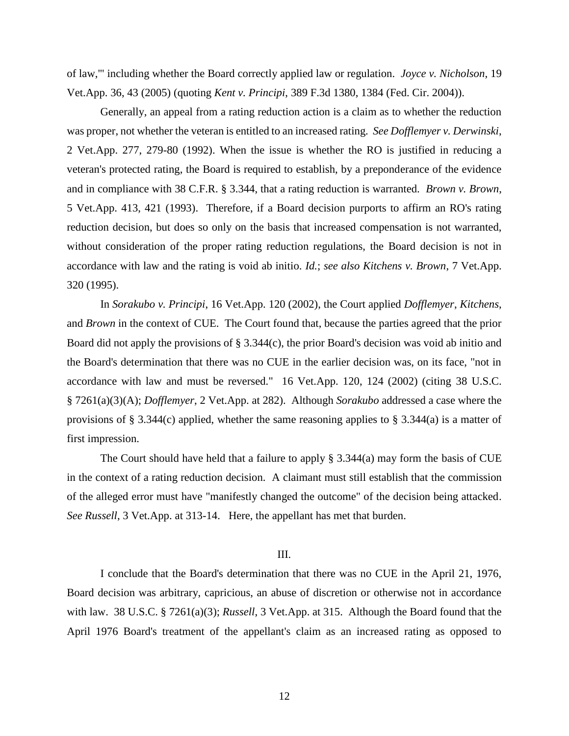of law,'" including whether the Board correctly applied law or regulation. *Joyce v. Nicholson*, 19 Vet.App. 36, 43 (2005) (quoting *Kent v. Principi*, 389 F.3d 1380, 1384 (Fed. Cir. 2004)).

Generally, an appeal from a rating reduction action is a claim as to whether the reduction was proper, not whether the veteran is entitled to an increased rating. *See Dofflemyer v. Derwinski*, 2 Vet.App. 277, 279-80 (1992). When the issue is whether the RO is justified in reducing a veteran's protected rating, the Board is required to establish, by a preponderance of the evidence and in compliance with 38 C.F.R. § 3.344, that a rating reduction is warranted. *Brown v. Brown*, 5 Vet.App. 413, 421 (1993). Therefore, if a Board decision purports to affirm an RO's rating reduction decision, but does so only on the basis that increased compensation is not warranted, without consideration of the proper rating reduction regulations, the Board decision is not in accordance with law and the rating is void ab initio. *Id.*; *see also Kitchens v. Brown*, 7 Vet.App. 320 (1995).

In *Sorakubo v. Principi*, 16 Vet.App. 120 (2002), the Court applied *Dofflemyer*, *Kitchens*, and *Brown* in the context of CUE. The Court found that, because the parties agreed that the prior Board did not apply the provisions of § 3.344(c), the prior Board's decision was void ab initio and the Board's determination that there was no CUE in the earlier decision was, on its face, "not in accordance with law and must be reversed." 16 Vet.App. 120, 124 (2002) (citing 38 U.S.C. § 7261(a)(3)(A); *Dofflemyer*, 2 Vet.App. at 282). Although *Sorakubo* addressed a case where the provisions of § 3.344(c) applied, whether the same reasoning applies to § 3.344(a) is a matter of first impression.

The Court should have held that a failure to apply § 3.344(a) may form the basis of CUE in the context of a rating reduction decision. A claimant must still establish that the commission of the alleged error must have "manifestly changed the outcome" of the decision being attacked. *See Russell*, 3 Vet.App. at 313-14. Here, the appellant has met that burden.

III.

I conclude that the Board's determination that there was no CUE in the April 21, 1976, Board decision was arbitrary, capricious, an abuse of discretion or otherwise not in accordance with law. 38 U.S.C. § 7261(a)(3); *Russell*, 3 Vet.App. at 315. Although the Board found that the April 1976 Board's treatment of the appellant's claim as an increased rating as opposed to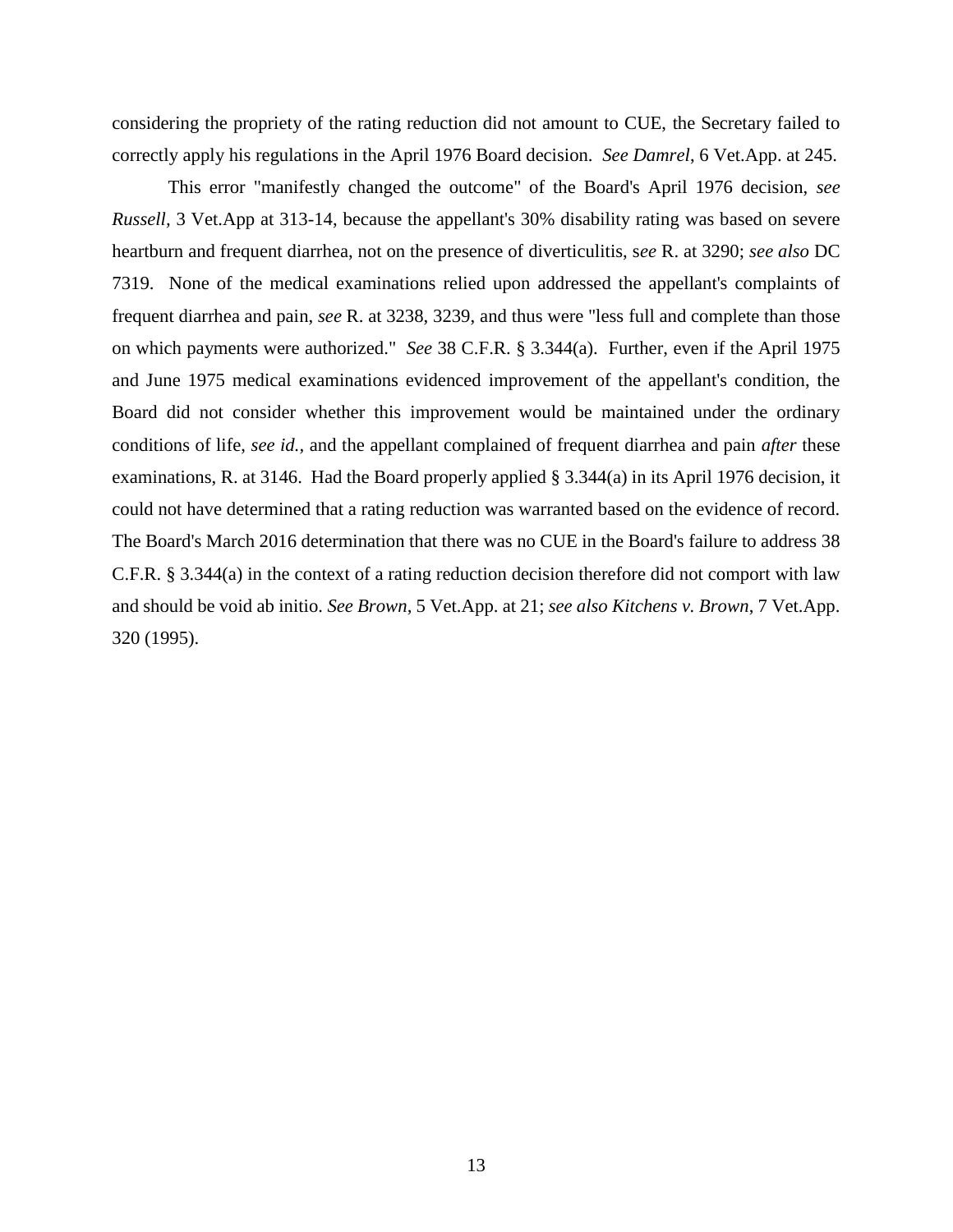considering the propriety of the rating reduction did not amount to CUE, the Secretary failed to correctly apply his regulations in the April 1976 Board decision. *See Damrel*, 6 Vet.App. at 245.

This error "manifestly changed the outcome" of the Board's April 1976 decision, *see Russell*, 3 Vet.App at 313-14, because the appellant's 30% disability rating was based on severe heartburn and frequent diarrhea, not on the presence of diverticulitis, s*ee* R. at 3290; *see also* DC 7319. None of the medical examinations relied upon addressed the appellant's complaints of frequent diarrhea and pain, *see* R. at 3238, 3239, and thus were "less full and complete than those on which payments were authorized." *See* 38 C.F.R. § 3.344(a). Further, even if the April 1975 and June 1975 medical examinations evidenced improvement of the appellant's condition, the Board did not consider whether this improvement would be maintained under the ordinary conditions of life, *see id.*, and the appellant complained of frequent diarrhea and pain *after* these examinations, R. at 3146. Had the Board properly applied § 3.344(a) in its April 1976 decision, it could not have determined that a rating reduction was warranted based on the evidence of record. The Board's March 2016 determination that there was no CUE in the Board's failure to address 38 C.F.R. § 3.344(a) in the context of a rating reduction decision therefore did not comport with law and should be void ab initio. *See Brown*, 5 Vet.App. at 21; *see also Kitchens v. Brown*, 7 Vet.App. 320 (1995).